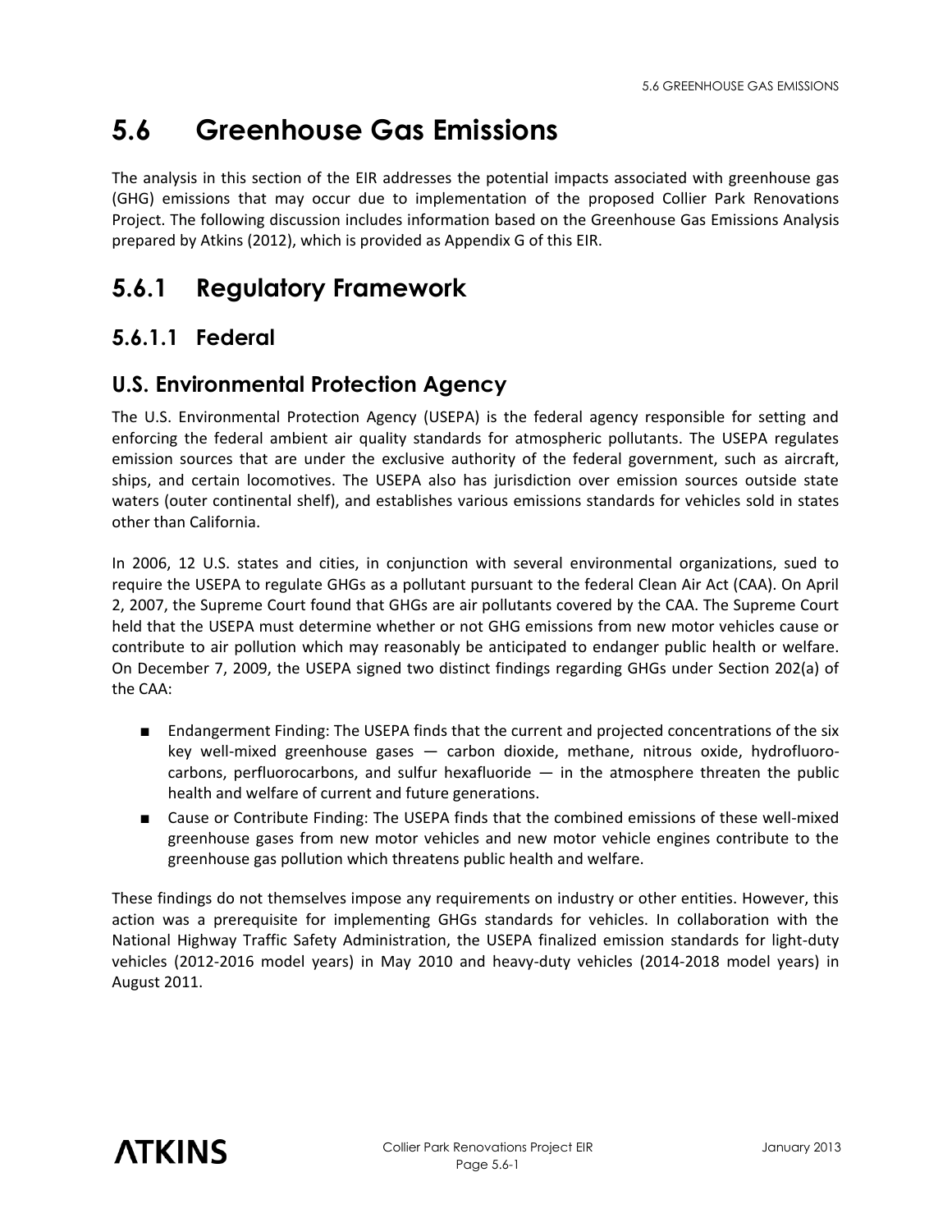# 5.6 Greenhouse Gas Emissions

The analysis in this section of the EIR addresses the potential impacts associated with greenhouse gas (GHG) emissions that may occur due to implementation of the proposed Collier Park Renovations Project. The following discussion includes information based on the Greenhouse Gas Emissions Analysis prepared by Atkins (2012), which is provided as Appendix G of this EIR.

## 5.6.1 Regulatory Framework

### 5.6.1.1 Federal

### U.S. Environmental Protection Agency

The U.S. Environmental Protection Agency (USEPA) is the federal agency responsible for setting and enforcing the federal ambient air quality standards for atmospheric pollutants. The USEPA regulates emission sources that are under the exclusive authority of the federal government, such as aircraft, ships, and certain locomotives. The USEPA also has jurisdiction over emission sources outside state waters (outer continental shelf), and establishes various emissions standards for vehicles sold in states other than California.

In 2006, 12 U.S. states and cities, in conjunction with several environmental organizations, sued to require the USEPA to regulate GHGs as a pollutant pursuant to the federal Clean Air Act (CAA). On April 2, 2007, the Supreme Court found that GHGs are air pollutants covered by the CAA. The Supreme Court held that the USEPA must determine whether or not GHG emissions from new motor vehicles cause or contribute to air pollution which may reasonably be anticipated to endanger public health or welfare. On December 7, 2009, the USEPA signed two distinct findings regarding GHGs under Section 202(a) of the CAA:

- Endangerment Finding: The USEPA finds that the current and projected concentrations of the six key well-mixed greenhouse gases — carbon dioxide, methane, nitrous oxide, hydrofluorocarbons, perfluorocarbons, and sulfur hexafluoride — in the atmosphere threaten the public health and welfare of current and future generations.
- Cause or Contribute Finding: The USEPA finds that the combined emissions of these well-mixed greenhouse gases from new motor vehicles and new motor vehicle engines contribute to the greenhouse gas pollution which threatens public health and welfare.

These findings do not themselves impose any requirements on industry or other entities. However, this action was a prerequisite for implementing GHGs standards for vehicles. In collaboration with the National Highway Traffic Safety Administration, the USEPA finalized emission standards for light-duty vehicles (2012-2016 model years) in May 2010 and heavy-duty vehicles (2014-2018 model years) in August 2011.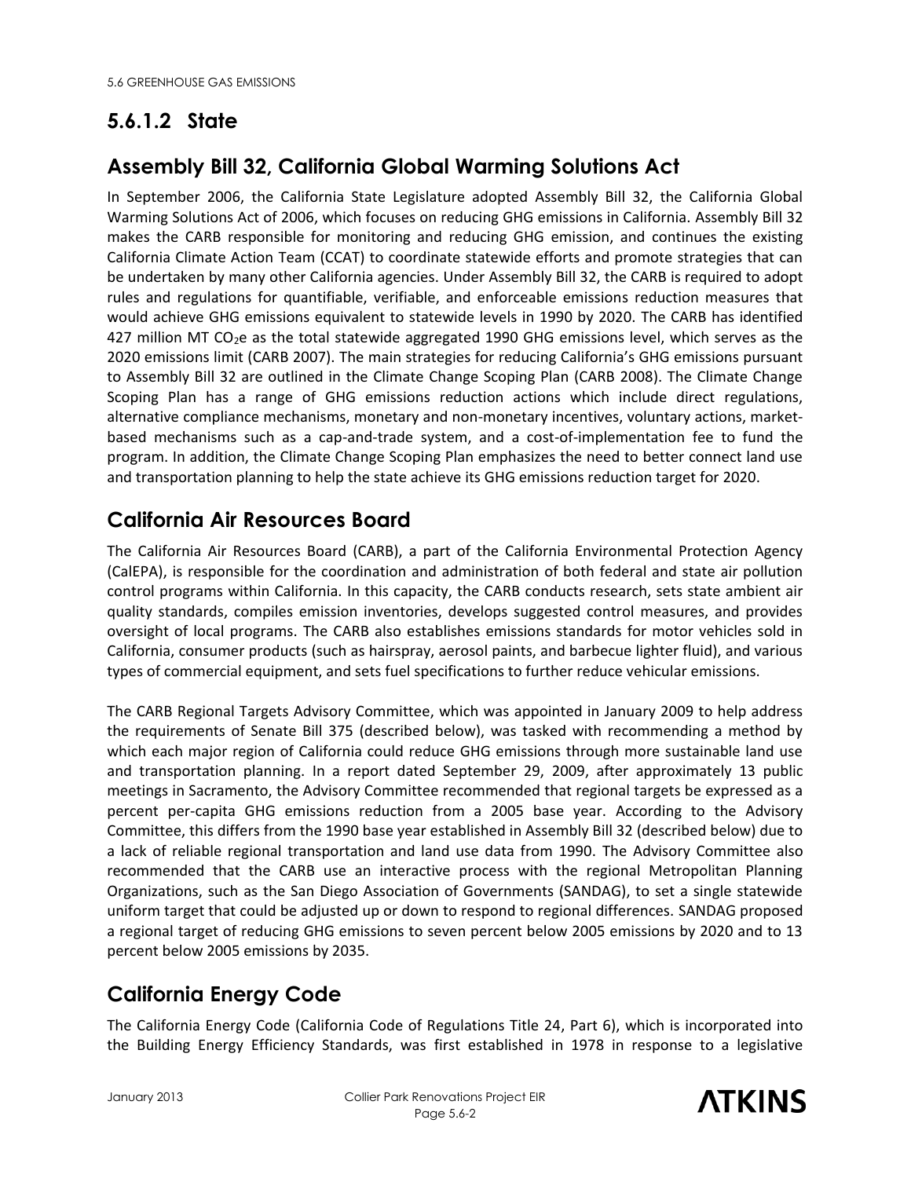## 5.6.1.2 State

### Assembly Bill 32, California Global Warming Solutions Act

In September 2006, the California State Legislature adopted Assembly Bill 32, the California Global Warming Solutions Act of 2006, which focuses on reducing GHG emissions in California. Assembly Bill 32 makes the CARB responsible for monitoring and reducing GHG emission, and continues the existing California Climate Action Team (CCAT) to coordinate statewide efforts and promote strategies that can be undertaken by many other California agencies. Under Assembly Bill 32, the CARB is required to adopt rules and regulations for quantifiable, verifiable, and enforceable emissions reduction measures that would achieve GHG emissions equivalent to statewide levels in 1990 by 2020. The CARB has identified 427 million MT $CO_2e$ as the total statewide aggregated 1990 GHG emissions level, which serves as the 2020 emissions limit (CARB 2007). The main strategies for reducing California's GHG emissions pursuant to Assembly Bill 32 are outlined in the Climate Change Scoping Plan (CARB 2008). The Climate Change Scoping Plan has a range of GHG emissions reduction actions which include direct regulations, alternative compliance mechanisms, monetary and non-monetary incentives, voluntary actions, market-based mechanisms such as a cap-and-trade system, and a cost-of-implementation fee to fund the program. In addition, the Climate Change Scoping Plan emphasizes the need to better connect land use and transportation planning to help the state achieve its GHG emissions reduction target for 2020.

### California Air Resources Board

The California Air Resources Board (CARB), a part of the California Environmental Protection Agency (CalEPA), is responsible for the coordination and administration of both federal and state air pollution control programs within California. In this capacity, the CARB conducts research, sets state ambient air quality standards, compiles emission inventories, develops suggested control measures, and provides oversight of local programs. The CARB also establishes emissions standards for motor vehicles sold in California, consumer products (such as hairspray, aerosol paints, and barbecue lighter fluid), and various types of commercial equipment, and sets fuel specifications to further reduce vehicular emissions.

The CARB Regional Targets Advisory Committee, which was appointed in January 2009 to help address the requirements of Senate Bill 375 (described below), was tasked with recommending a method by which each major region of California could reduce GHG emissions through more sustainable land use and transportation planning. In a report dated September 29, 2009, after approximately 13 public meetings in Sacramento, the Advisory Committee recommended that regional targets be expressed as a percent per-capita GHG emissions reduction from a 2005 base year. According to the Advisory Committee, this differs from the 1990 base year established in Assembly Bill 32 (described below) due to a lack of reliable regional transportation and land use data from 1990. The Advisory Committee also recommended that the CARB use an interactive process with the regional Metropolitan Planning Organizations, such as the San Diego Association of Governments (SANDAG), to set a single statewide uniform target that could be adjusted up or down to respond to regional differences. SANDAG proposed a regional target of reducing GHG emissions to seven percent below 2005 emissions by 2020 and to 13 percent below 2005 emissions by 2035.

### California Energy Code

The California Energy Code (California Code of Regulations Title 24, Part 6), which is incorporated into the Building Energy Efficiency Standards, was first established in 1978 in response to a legislative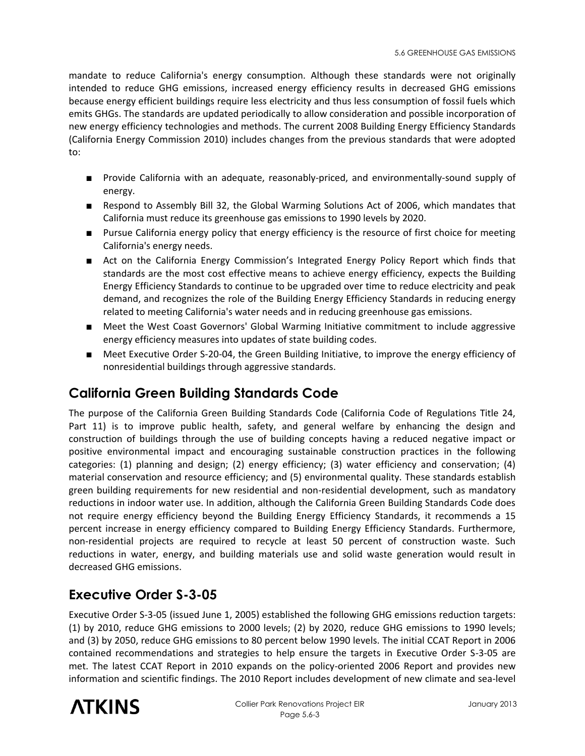mandate to reduce California's energy consumption. Although these standards were not originally intended to reduce GHG emissions, increased energy efficiency results in decreased GHG emissions because energy efficient buildings require less electricity and thus less consumption of fossil fuels which emits GHGs. The standards are updated periodically to allow consideration and possible incorporation of new energy efficiency technologies and methods. The current 2008 Building Energy Efficiency Standards (California Energy Commission 2010) includes changes from the previous standards that were adopted to:

- Provide California with an adequate, reasonably-priced, and environmentally-sound supply of energy.
- Respond to Assembly Bill 32, the Global Warming Solutions Act of 2006, which mandates that California must reduce its greenhouse gas emissions to 1990 levels by 2020.
- Pursue California energy policy that energy efficiency is the resource of first choice for meeting California's energy needs.
- Act on the California Energy Commission's Integrated Energy Policy Report which finds that standards are the most cost effective means to achieve energy efficiency, expects the Building Energy Efficiency Standards to continue to be upgraded over time to reduce electricity and peak demand, and recognizes the role of the Building Energy Efficiency Standards in reducing energy related to meeting California's water needs and in reducing greenhouse gas emissions.
- Meet the West Coast Governors' Global Warming Initiative commitment to include aggressive energy efficiency measures into updates of state building codes.
- Meet Executive Order S-20-04, the Green Building Initiative, to improve the energy efficiency of nonresidential buildings through aggressive standards.

## California Green Building Standards Code

The purpose of the California Green Building Standards Code (California Code of Regulations Title 24, Part 11) is to improve public health, safety, and general welfare by enhancing the design and construction of buildings through the use of building concepts having a reduced negative impact or positive environmental impact and encouraging sustainable construction practices in the following categories: (1) planning and design; (2) energy efficiency; (3) water efficiency and conservation; (4) material conservation and resource efficiency; and (5) environmental quality. These standards establish green building requirements for new residential and non-residential development, such as mandatory reductions in indoor water use. In addition, although the California Green Building Standards Code does not require energy efficiency beyond the Building Energy Efficiency Standards, it recommends a 15 percent increase in energy efficiency compared to Building Energy Efficiency Standards. Furthermore, non-residential projects are required to recycle at least 50 percent of construction waste. Such reductions in water, energy, and building materials use and solid waste generation would result in decreased GHG emissions.

## Executive Order S-3-05

Executive Order S-3-05 (issued June 1, 2005) established the following GHG emissions reduction targets: (1) by 2010, reduce GHG emissions to 2000 levels; (2) by 2020, reduce GHG emissions to 1990 levels; and (3) by 2050, reduce GHG emissions to 80 percent below 1990 levels. The initial CCAT Report in 2006 contained recommendations and strategies to help ensure the targets in Executive Order S-3-05 are met. The latest CCAT Report in 2010 expands on the policy-oriented 2006 Report and provides new information and scientific findings. The 2010 Report includes development of new climate and sea-level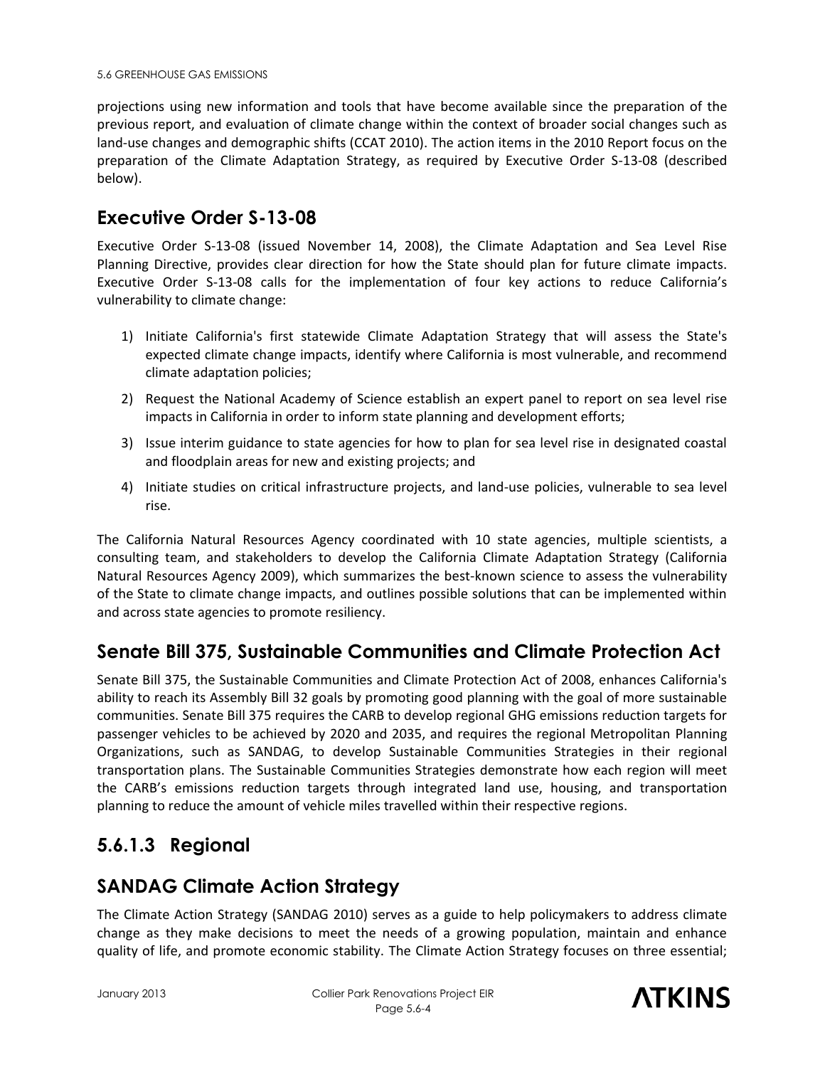projections using new information and tools that have become available since the preparation of the previous report, and evaluation of climate change within the context of broader social changes such as land-use changes and demographic shifts (CCAT 2010). The action items in the 2010 Report focus on the preparation of the Climate Adaptation Strategy, as required by Executive Order S-13-08 (described below).

## Executive Order S-13-08

Executive Order S-13-08 (issued November 14, 2008), the Climate Adaptation and Sea Level Rise Planning Directive, provides clear direction for how the State should plan for future climate impacts. Executive Order S-13-08 calls for the implementation of four key actions to reduce California's vulnerability to climate change:

1) Initiate California's first statewide Climate Adaptation Strategy that will assess the State's expected climate change impacts, identify where California is most vulnerable, and recommend climate adaptation policies;
2) Request the National Academy of Science establish an expert panel to report on sea level rise impacts in California in order to inform state planning and development efforts;
3) Issue interim guidance to state agencies for how to plan for sea level rise in designated coastal and floodplain areas for new and existing projects; and
4) Initiate studies on critical infrastructure projects, and land-use policies, vulnerable to sea level rise.

The California Natural Resources Agency coordinated with 10 state agencies, multiple scientists, a consulting team, and stakeholders to develop the California Climate Adaptation Strategy (California Natural Resources Agency 2009), which summarizes the best-known science to assess the vulnerability of the State to climate change impacts, and outlines possible solutions that can be implemented within and across state agencies to promote resiliency.

## Senate Bill 375, Sustainable Communities and Climate Protection Act

Senate Bill 375, the Sustainable Communities and Climate Protection Act of 2008, enhances California's ability to reach its Assembly Bill 32 goals by promoting good planning with the goal of more sustainable communities. Senate Bill 375 requires the CARB to develop regional GHG emissions reduction targets for passenger vehicles to be achieved by 2020 and 2035, and requires the regional Metropolitan Planning Organizations, such as SANDAG, to develop Sustainable Communities Strategies in their regional transportation plans. The Sustainable Communities Strategies demonstrate how each region will meet the CARB's emissions reduction targets through integrated land use, housing, and transportation planning to reduce the amount of vehicle miles travelled within their respective regions.

## 5.6.1.3 Regional

## SANDAG Climate Action Strategy

The Climate Action Strategy (SANDAG 2010) serves as a guide to help policymakers to address climate change as they make decisions to meet the needs of a growing population, maintain and enhance quality of life, and promote economic stability. The Climate Action Strategy focuses on three essential;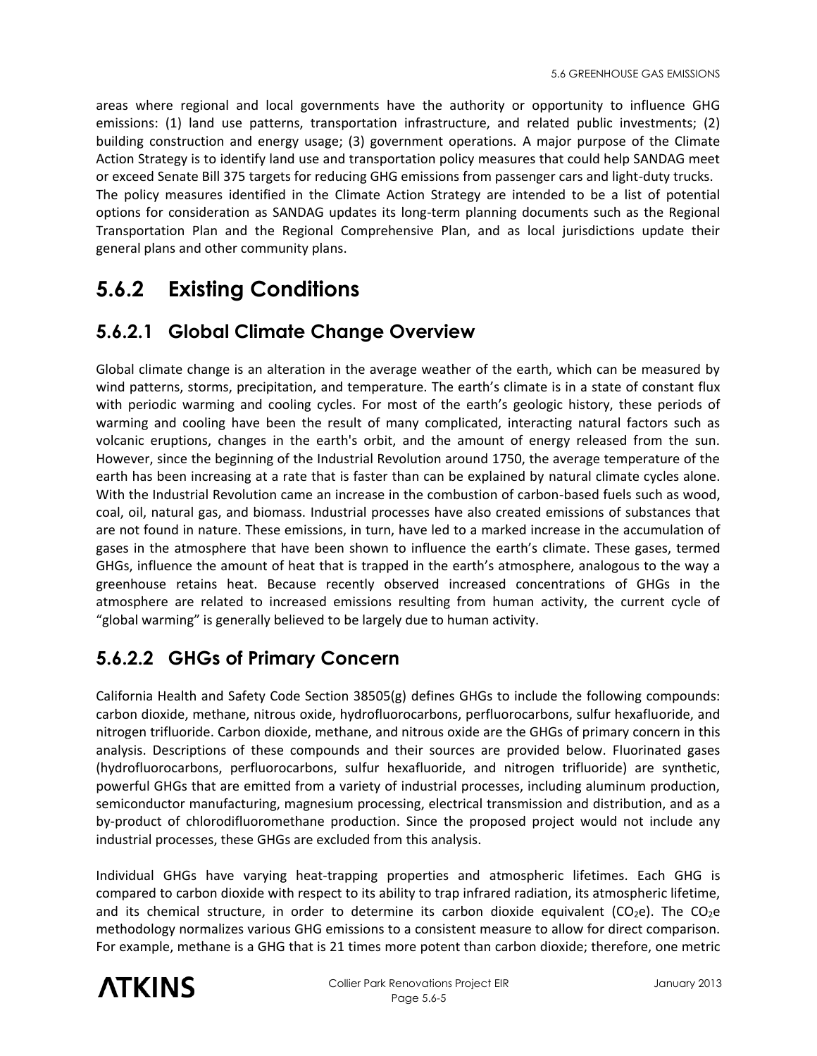areas where regional and local governments have the authority or opportunity to influence GHG emissions: (1) land use patterns, transportation infrastructure, and related public investments; (2) building construction and energy usage; (3) government operations. A major purpose of the Climate Action Strategy is to identify land use and transportation policy measures that could help SANDAG meet or exceed Senate Bill 375 targets for reducing GHG emissions from passenger cars and light-duty trucks. The policy measures identified in the Climate Action Strategy are intended to be a list of potential options for consideration as SANDAG updates its long-term planning documents such as the Regional Transportation Plan and the Regional Comprehensive Plan, and as local jurisdictions update their general plans and other community plans.

## 5.6.2 Existing Conditions

### 5.6.2.1 Global Climate Change Overview

Global climate change is an alteration in the average weather of the earth, which can be measured by wind patterns, storms, precipitation, and temperature. The earth's climate is in a state of constant flux with periodic warming and cooling cycles. For most of the earth's geologic history, these periods of warming and cooling have been the result of many complicated, interacting natural factors such as volcanic eruptions, changes in the earth's orbit, and the amount of energy released from the sun. However, since the beginning of the Industrial Revolution around 1750, the average temperature of the earth has been increasing at a rate that is faster than can be explained by natural climate cycles alone. With the Industrial Revolution came an increase in the combustion of carbon-based fuels such as wood, coal, oil, natural gas, and biomass. Industrial processes have also created emissions of substances that are not found in nature. These emissions, in turn, have led to a marked increase in the accumulation of gases in the atmosphere that have been shown to influence the earth's climate. These gases, termed GHGs, influence the amount of heat that is trapped in the earth's atmosphere, analogous to the way a greenhouse retains heat. Because recently observed increased concentrations of GHGs in the atmosphere are related to increased emissions resulting from human activity, the current cycle of "global warming" is generally believed to be largely due to human activity.

### 5.6.2.2 GHGs of Primary Concern

California Health and Safety Code Section 38505(g) defines GHGs to include the following compounds: carbon dioxide, methane, nitrous oxide, hydrofluorocarbons, perfluorocarbons, sulfur hexafluoride, and nitrogen trifluoride. Carbon dioxide, methane, and nitrous oxide are the GHGs of primary concern in this analysis. Descriptions of these compounds and their sources are provided below. Fluorinated gases (hydrofluorocarbons, perfluorocarbons, sulfur hexafluoride, and nitrogen trifluoride) are synthetic, powerful GHGs that are emitted from a variety of industrial processes, including aluminum production, semiconductor manufacturing, magnesium processing, electrical transmission and distribution, and as a by-product of chlorodifluoromethane production. Since the proposed project would not include any industrial processes, these GHGs are excluded from this analysis.

Individual GHGs have varying heat-trapping properties and atmospheric lifetimes. Each GHG is compared to carbon dioxide with respect to its ability to trap infrared radiation, its atmospheric lifetime, and its chemical structure, in order to determine its carbon dioxide equivalent ($CO_2e$). The $CO_2e$ methodology normalizes various GHG emissions to a consistent measure to allow for direct comparison. For example, methane is a GHG that is 21 times more potent than carbon dioxide; therefore, one metric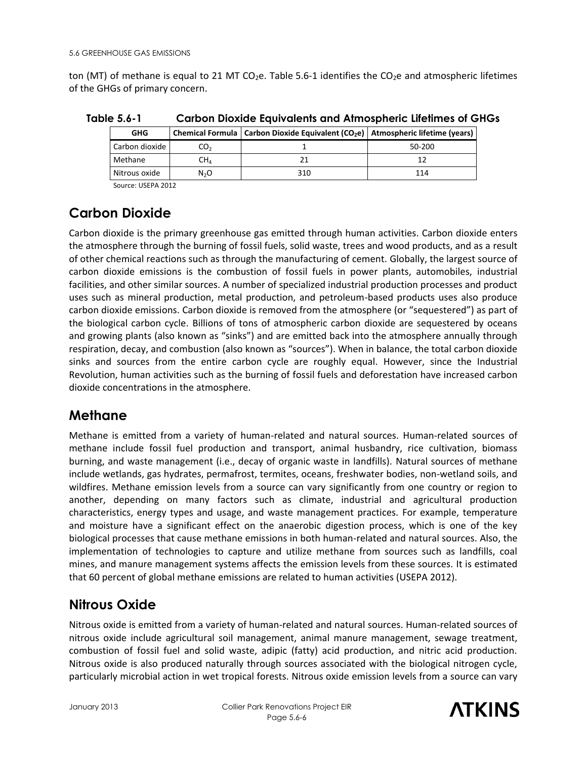ton (MT) of methane is equal to 21 MT $CO_2e$. Table 5.6-1 identifies the $CO_2e$ and atmospheric lifetimes of the GHGs of primary concern.

**Table 5.6-1 Carbon Dioxide Equivalents and Atmospheric Lifetimes of GHGs**

| GHG | Chemical Formula | Carbon Dioxide Equivalent ($CO_2e$) | Atmospheric lifetime (years) |
|---|---|---|---|
| Carbon dioxide | $CO_2$ | 1 | 50-200 |
| Methane | $CH_4$ | 21 | 12 |
| Nitrous oxide | $N_2O$ | 310 | 114 |

Source: USEPA 2012

## Carbon Dioxide

Carbon dioxide is the primary greenhouse gas emitted through human activities. Carbon dioxide enters the atmosphere through the burning of fossil fuels, solid waste, trees and wood products, and as a result of other chemical reactions such as through the manufacturing of cement. Globally, the largest source of carbon dioxide emissions is the combustion of fossil fuels in power plants, automobiles, industrial facilities, and other similar sources. A number of specialized industrial production processes and product uses such as mineral production, metal production, and petroleum-based products uses also produce carbon dioxide emissions. Carbon dioxide is removed from the atmosphere (or "sequestered") as part of the biological carbon cycle. Billions of tons of atmospheric carbon dioxide are sequestered by oceans and growing plants (also known as "sinks") and are emitted back into the atmosphere annually through respiration, decay, and combustion (also known as "sources"). When in balance, the total carbon dioxide sinks and sources from the entire carbon cycle are roughly equal. However, since the Industrial Revolution, human activities such as the burning of fossil fuels and deforestation have increased carbon dioxide concentrations in the atmosphere.

## Methane

Methane is emitted from a variety of human-related and natural sources. Human-related sources of methane include fossil fuel production and transport, animal husbandry, rice cultivation, biomass burning, and waste management (i.e., decay of organic waste in landfills). Natural sources of methane include wetlands, gas hydrates, permafrost, termites, oceans, freshwater bodies, non-wetland soils, and wildfires. Methane emission levels from a source can vary significantly from one country or region to another, depending on many factors such as climate, industrial and agricultural production characteristics, energy types and usage, and waste management practices. For example, temperature and moisture have a significant effect on the anaerobic digestion process, which is one of the key biological processes that cause methane emissions in both human-related and natural sources. Also, the implementation of technologies to capture and utilize methane from sources such as landfills, coal mines, and manure management systems affects the emission levels from these sources. It is estimated that 60 percent of global methane emissions are related to human activities (USEPA 2012).

## Nitrous Oxide

Nitrous oxide is emitted from a variety of human-related and natural sources. Human-related sources of nitrous oxide include agricultural soil management, animal manure management, sewage treatment, combustion of fossil fuel and solid waste, adipic (fatty) acid production, and nitric acid production. Nitrous oxide is also produced naturally through sources associated with the biological nitrogen cycle, particularly microbial action in wet tropical forests. Nitrous oxide emission levels from a source can vary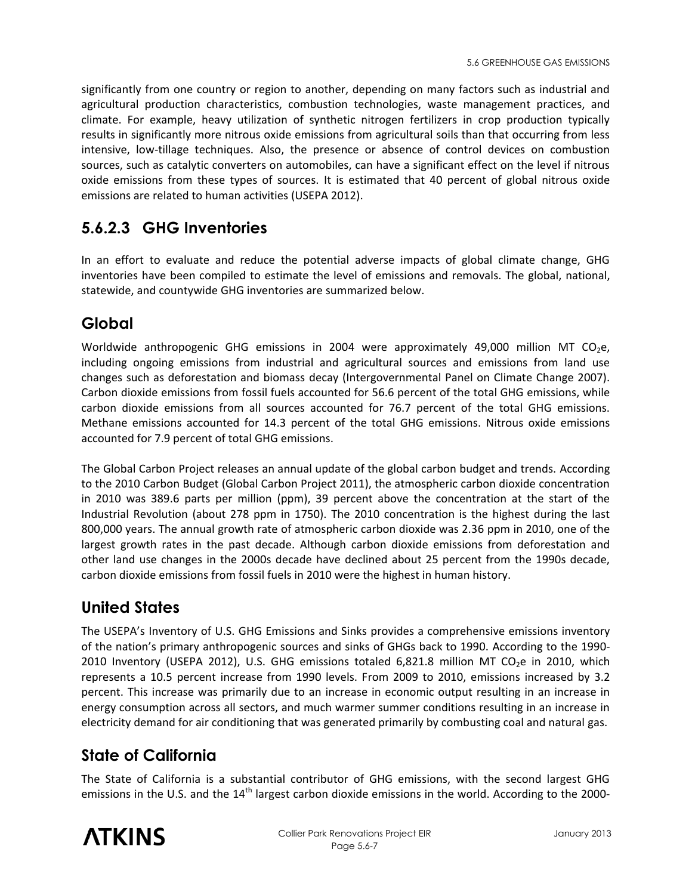significantly from one country or region to another, depending on many factors such as industrial and agricultural production characteristics, combustion technologies, waste management practices, and climate. For example, heavy utilization of synthetic nitrogen fertilizers in crop production typically results in significantly more nitrous oxide emissions from agricultural soils than that occurring from less intensive, low-tillage techniques. Also, the presence or absence of control devices on combustion sources, such as catalytic converters on automobiles, can have a significant effect on the level if nitrous oxide emissions from these types of sources. It is estimated that 40 percent of global nitrous oxide emissions are related to human activities (USEPA 2012).

## 5.6.2.3 GHG Inventories

In an effort to evaluate and reduce the potential adverse impacts of global climate change, GHG inventories have been compiled to estimate the level of emissions and removals. The global, national, statewide, and countywide GHG inventories are summarized below.

### Global

Worldwide anthropogenic GHG emissions in 2004 were approximately 49,000 million MT $CO_2e$, including ongoing emissions from industrial and agricultural sources and emissions from land use changes such as deforestation and biomass decay (Intergovernmental Panel on Climate Change 2007). Carbon dioxide emissions from fossil fuels accounted for 56.6 percent of the total GHG emissions, while carbon dioxide emissions from all sources accounted for 76.7 percent of the total GHG emissions. Methane emissions accounted for 14.3 percent of the total GHG emissions. Nitrous oxide emissions accounted for 7.9 percent of total GHG emissions.

The Global Carbon Project releases an annual update of the global carbon budget and trends. According to the 2010 Carbon Budget (Global Carbon Project 2011), the atmospheric carbon dioxide concentration in 2010 was 389.6 parts per million (ppm), 39 percent above the concentration at the start of the Industrial Revolution (about 278 ppm in 1750). The 2010 concentration is the highest during the last 800,000 years. The annual growth rate of atmospheric carbon dioxide was 2.36 ppm in 2010, one of the largest growth rates in the past decade. Although carbon dioxide emissions from deforestation and other land use changes in the 2000s decade have declined about 25 percent from the 1990s decade, carbon dioxide emissions from fossil fuels in 2010 were the highest in human history.

### United States

The USEPA's Inventory of U.S. GHG Emissions and Sinks provides a comprehensive emissions inventory of the nation's primary anthropogenic sources and sinks of GHGs back to 1990. According to the 1990-2010 Inventory (USEPA 2012), U.S. GHG emissions totaled 6,821.8 million MT $CO_2e$ in 2010, which represents a 10.5 percent increase from 1990 levels. From 2009 to 2010, emissions increased by 3.2 percent. This increase was primarily due to an increase in economic output resulting in an increase in energy consumption across all sectors, and much warmer summer conditions resulting in an increase in electricity demand for air conditioning that was generated primarily by combusting coal and natural gas.

### State of California

The State of California is a substantial contributor of GHG emissions, with the second largest GHG emissions in the U.S. and the 14th largest carbon dioxide emissions in the world. According to the 2000-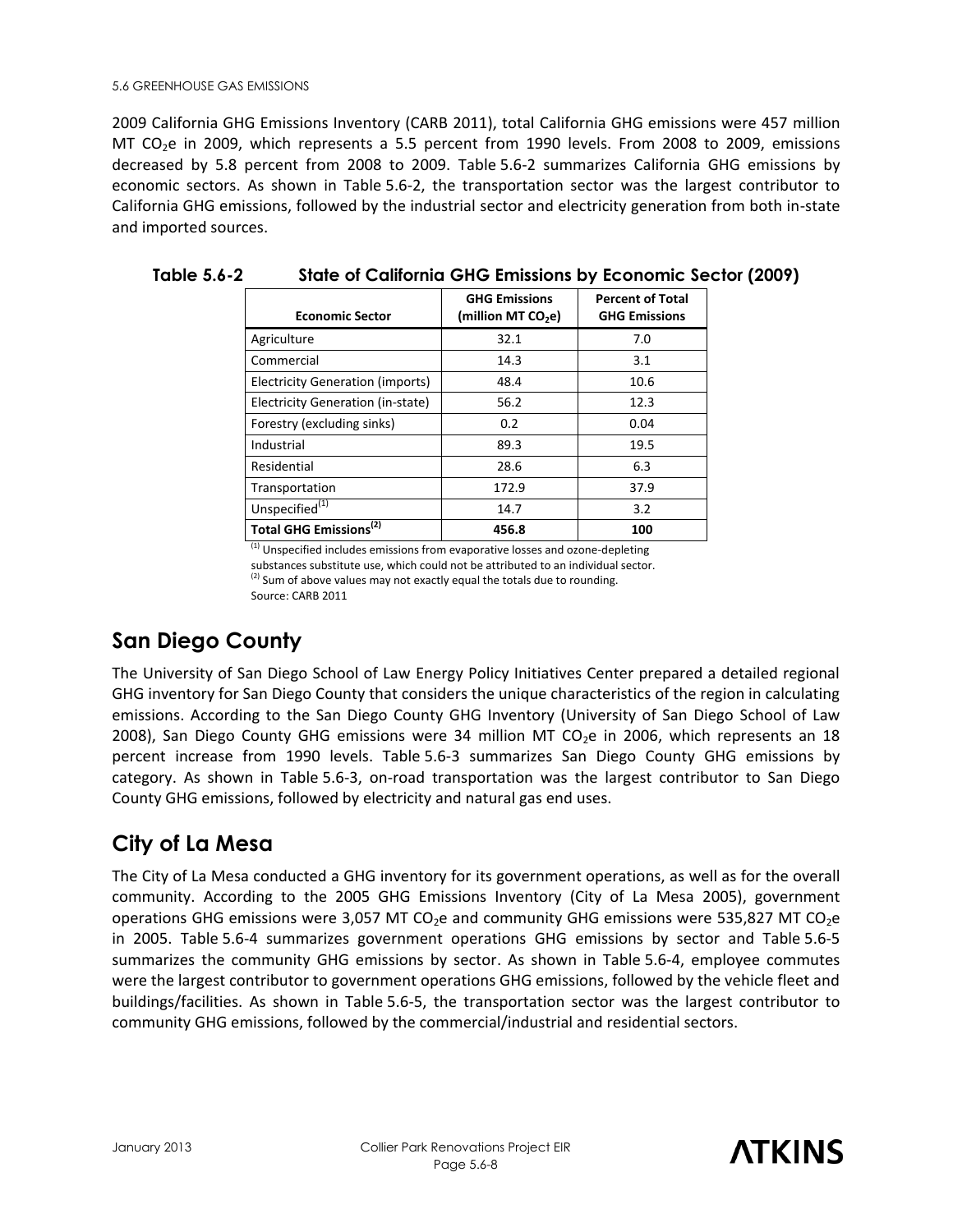2009 California GHG Emissions Inventory (CARB 2011), total California GHG emissions were 457 million MT $CO_2e$ in 2009, which represents a 5.5 percent from 1990 levels. From 2008 to 2009, emissions decreased by 5.8 percent from 2008 to 2009. Table 5.6-2 summarizes California GHG emissions by economic sectors. As shown in Table 5.6-2, the transportation sector was the largest contributor to California GHG emissions, followed by the industrial sector and electricity generation from both in-state and imported sources.

**Table 5.6-2 State of California GHG Emissions by Economic Sector (2009)**

| Economic Sector | GHG Emissions (million MT $CO_2e$) | Percent of Total GHG Emissions |
|---|---|---|
| Agriculture | 32.1 | 7.0 |
| Commercial | 14.3 | 3.1 |
| Electricity Generation (imports) | 48.4 | 10.6 |
| Electricity Generation (in-state) | 56.2 | 12.3 |
| Forestry (excluding sinks) | 0.2 | 0.04 |
| Industrial | 89.3 | 19.5 |
| Residential | 28.6 | 6.3 |
| Transportation | 172.9 | 37.9 |
| Unspecified[1] | 14.7 | 3.2 |
| **Total GHG Emissions[2]** | **456.8** | **100** |

[1] Unspecified includes emissions from evaporative losses and ozone-depleting substances substitute use, which could not be attributed to an individual sector.
[2] Sum of above values may not exactly equal the totals due to rounding.
Source: CARB 2011

## San Diego County

The University of San Diego School of Law Energy Policy Initiatives Center prepared a detailed regional GHG inventory for San Diego County that considers the unique characteristics of the region in calculating emissions. According to the San Diego County GHG Inventory (University of San Diego School of Law 2008), San Diego County GHG emissions were 34 million MT $CO_2e$ in 2006, which represents an 18 percent increase from 1990 levels. Table 5.6-3 summarizes San Diego County GHG emissions by category. As shown in Table 5.6-3, on-road transportation was the largest contributor to San Diego County GHG emissions, followed by electricity and natural gas end uses.

## City of La Mesa

The City of La Mesa conducted a GHG inventory for its government operations, as well as for the overall community. According to the 2005 GHG Emissions Inventory (City of La Mesa 2005), government operations GHG emissions were 3,057 MT $CO_2e$ and community GHG emissions were 535,827 MT $CO_2e$ in 2005. Table 5.6-4 summarizes government operations GHG emissions by sector and Table 5.6-5 summarizes the community GHG emissions by sector. As shown in Table 5.6-4, employee commutes were the largest contributor to government operations GHG emissions, followed by the vehicle fleet and buildings/facilities. As shown in Table 5.6-5, the transportation sector was the largest contributor to community GHG emissions, followed by the commercial/industrial and residential sectors.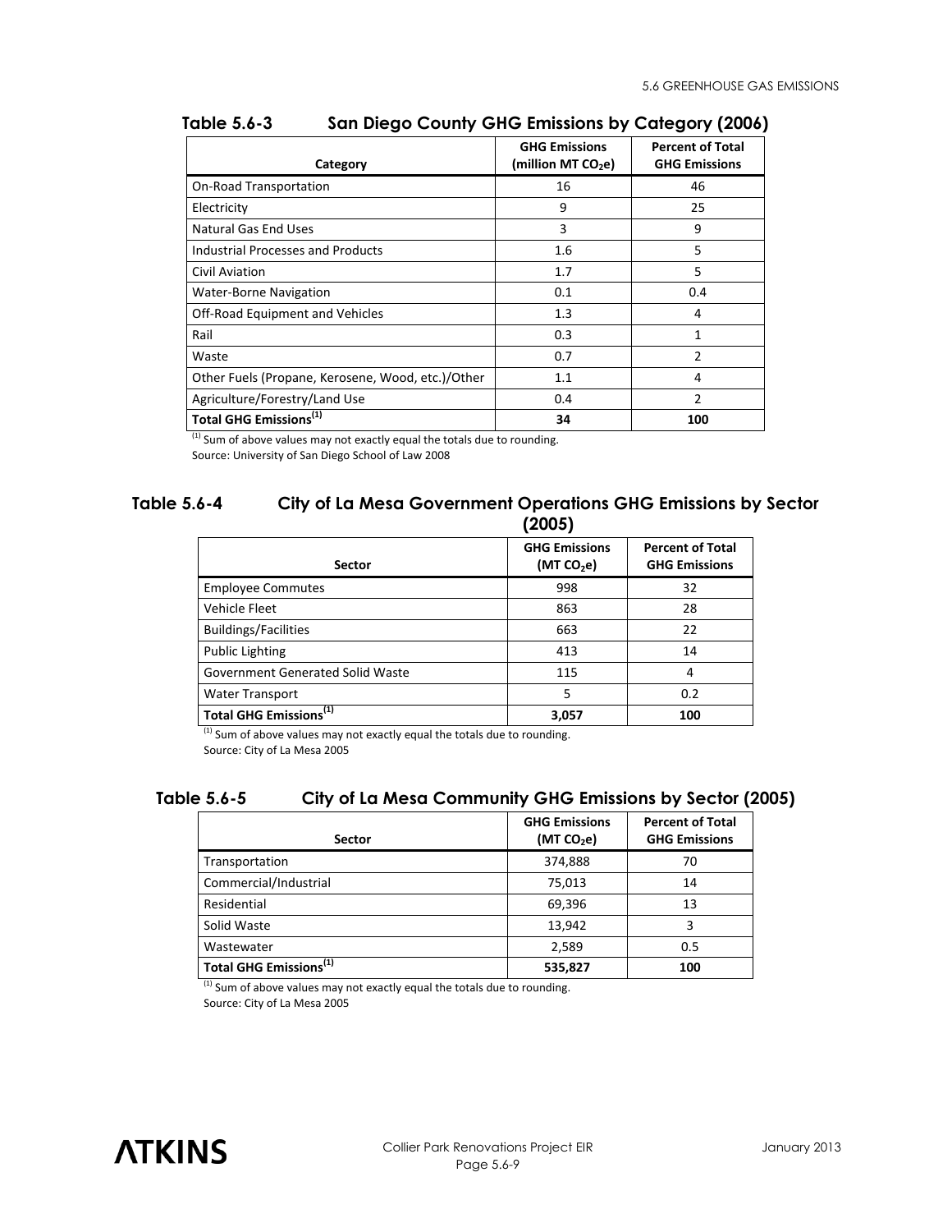**Table 5.6-3 San Diego County GHG Emissions by Category (2006)**

| Category | GHG Emissions (million MT $CO_2$e) | Percent of Total GHG Emissions |
|---|---|---|
| On-Road Transportation | 16 | 46 |
| Electricity | 9 | 25 |
| Natural Gas End Uses | 3 | 9 |
| Industrial Processes and Products | 1.6 | 5 |
| Civil Aviation | 1.7 | 5 |
| Water-Borne Navigation | 0.1 | 0.4 |
| Off-Road Equipment and Vehicles | 1.3 | 4 |
| Rail | 0.3 | 1 |
| Waste | 0.7 | 2 |
| Other Fuels (Propane, Kerosene, Wood, etc.)/Other | 1.1 | 4 |
| Agriculture/Forestry/Land Use | 0.4 | 2 |
| **Total GHG Emissions(1)** | **34** | **100** |

(1) Sum of above values may not exactly equal the totals due to rounding.
Source: University of San Diego School of Law 2008

**Table 5.6-4 City of La Mesa Government Operations GHG Emissions by Sector (2005)**

| Sector | GHG Emissions (MT $CO_2$e) | Percent of Total GHG Emissions |
|---|---|---|
| Employee Commutes | 998 | 32 |
| Vehicle Fleet | 863 | 28 |
| Buildings/Facilities | 663 | 22 |
| Public Lighting | 413 | 14 |
| Government Generated Solid Waste | 115 | 4 |
| Water Transport | 5 | 0.2 |
| **Total GHG Emissions(1)** | **3,057** | **100** |

(1) Sum of above values may not exactly equal the totals due to rounding.
Source: City of La Mesa 2005

**Table 5.6-5 City of La Mesa Community GHG Emissions by Sector (2005)**

| Sector | GHG Emissions (MT $CO_2$e) | Percent of Total GHG Emissions |
|---|---|---|
| Transportation | 374,888 | 70 |
| Commercial/Industrial | 75,013 | 14 |
| Residential | 69,396 | 13 |
| Solid Waste | 13,942 | 3 |
| Wastewater | 2,589 | 0.5 |
| **Total GHG Emissions(1)** | **535,827** | **100** |

(1) Sum of above values may not exactly equal the totals due to rounding.
Source: City of La Mesa 2005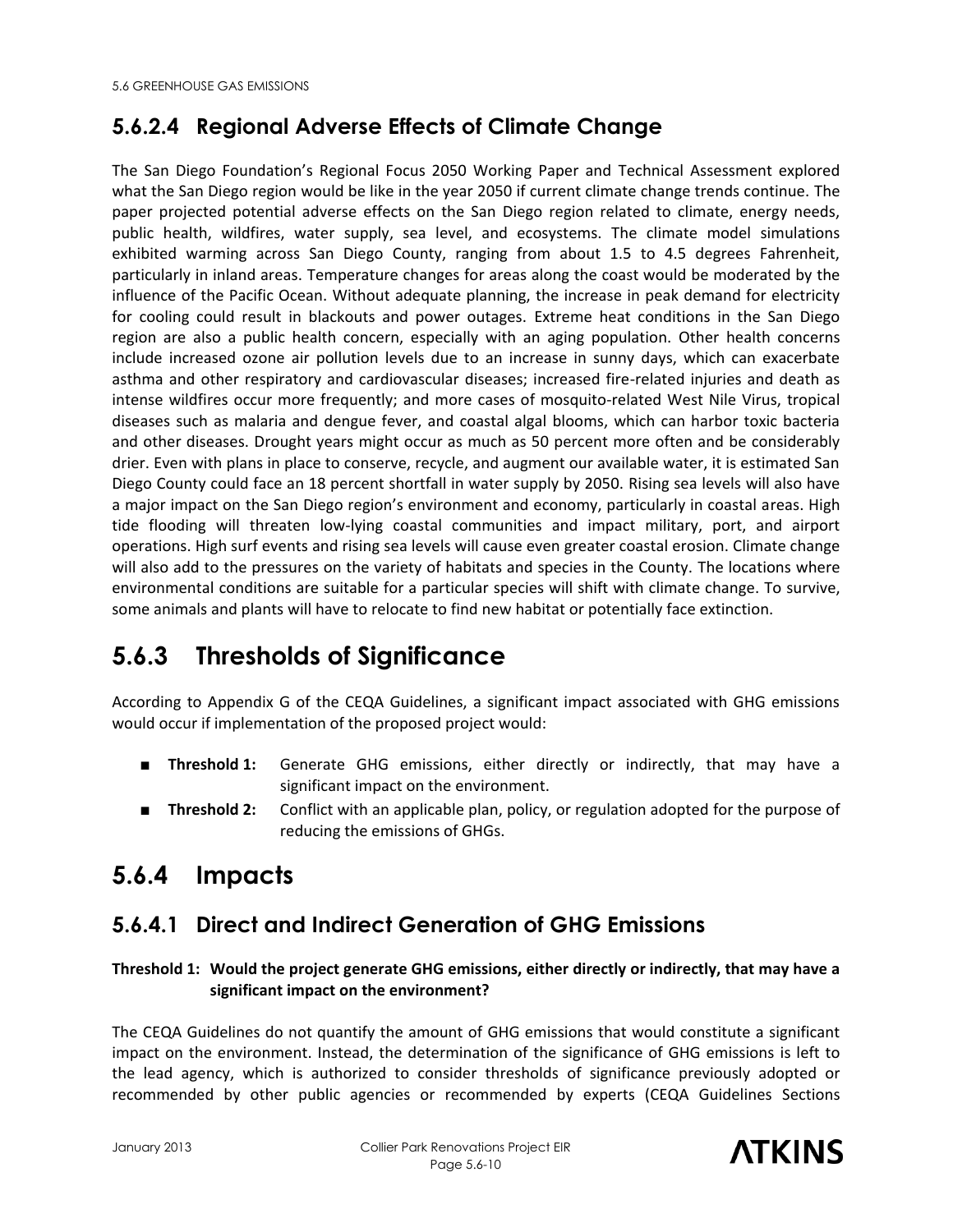### 5.6.2.4 Regional Adverse Effects of Climate Change

The San Diego Foundation's Regional Focus 2050 Working Paper and Technical Assessment explored what the San Diego region would be like in the year 2050 if current climate change trends continue. The paper projected potential adverse effects on the San Diego region related to climate, energy needs, public health, wildfires, water supply, sea level, and ecosystems. The climate model simulations exhibited warming across San Diego County, ranging from about 1.5 to 4.5 degrees Fahrenheit, particularly in inland areas. Temperature changes for areas along the coast would be moderated by the influence of the Pacific Ocean. Without adequate planning, the increase in peak demand for electricity for cooling could result in blackouts and power outages. Extreme heat conditions in the San Diego region are also a public health concern, especially with an aging population. Other health concerns include increased ozone air pollution levels due to an increase in sunny days, which can exacerbate asthma and other respiratory and cardiovascular diseases; increased fire-related injuries and death as intense wildfires occur more frequently; and more cases of mosquito-related West Nile Virus, tropical diseases such as malaria and dengue fever, and coastal algal blooms, which can harbor toxic bacteria and other diseases. Drought years might occur as much as 50 percent more often and be considerably drier. Even with plans in place to conserve, recycle, and augment our available water, it is estimated San Diego County could face an 18 percent shortfall in water supply by 2050. Rising sea levels will also have a major impact on the San Diego region's environment and economy, particularly in coastal areas. High tide flooding will threaten low-lying coastal communities and impact military, port, and airport operations. High surf events and rising sea levels will cause even greater coastal erosion. Climate change will also add to the pressures on the variety of habitats and species in the County. The locations where environmental conditions are suitable for a particular species will shift with climate change. To survive, some animals and plants will have to relocate to find new habitat or potentially face extinction.

## 5.6.3 Thresholds of Significance

According to Appendix G of the CEQA Guidelines, a significant impact associated with GHG emissions would occur if implementation of the proposed project would:

- **Threshold 1:** Generate GHG emissions, either directly or indirectly, that may have a significant impact on the environment.
- **Threshold 2:** Conflict with an applicable plan, policy, or regulation adopted for the purpose of reducing the emissions of GHGs.

## 5.6.4 Impacts

### 5.6.4.1 Direct and Indirect Generation of GHG Emissions

**Threshold 1: Would the project generate GHG emissions, either directly or indirectly, that may have a significant impact on the environment?**

The CEQA Guidelines do not quantify the amount of GHG emissions that would constitute a significant impact on the environment. Instead, the determination of the significance of GHG emissions is left to the lead agency, which is authorized to consider thresholds of significance previously adopted or recommended by other public agencies or recommended by experts (CEQA Guidelines Sections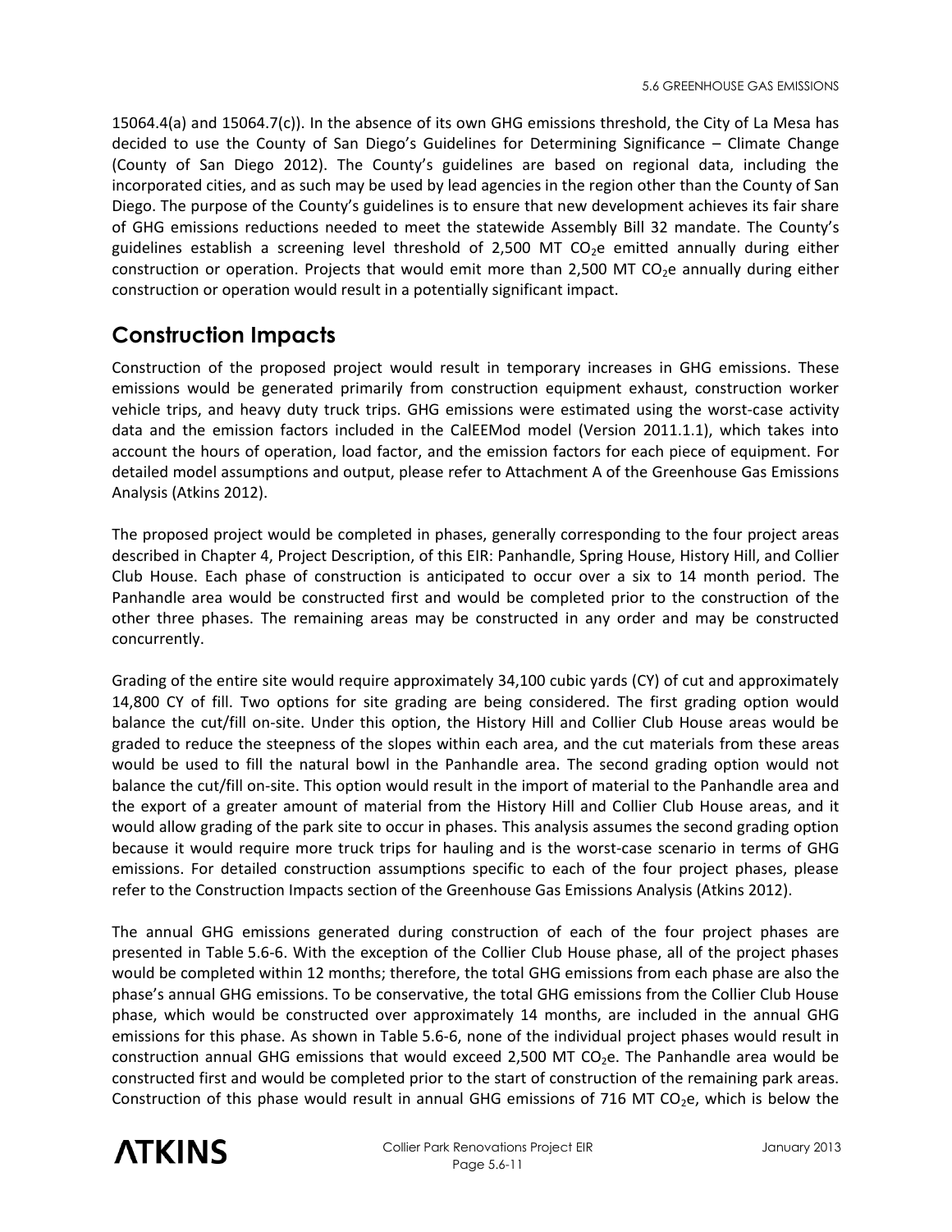15064.4(a) and 15064.7(c)). In the absence of its own GHG emissions threshold, the City of La Mesa has decided to use the County of San Diego's Guidelines for Determining Significance – Climate Change (County of San Diego 2012). The County's guidelines are based on regional data, including the incorporated cities, and as such may be used by lead agencies in the region other than the County of San Diego. The purpose of the County's guidelines is to ensure that new development achieves its fair share of GHG emissions reductions needed to meet the statewide Assembly Bill 32 mandate. The County's guidelines establish a screening level threshold of 2,500 MT $CO_2$e emitted annually during either construction or operation. Projects that would emit more than 2,500 MT $CO_2$e annually during either construction or operation would result in a potentially significant impact.

## Construction Impacts

Construction of the proposed project would result in temporary increases in GHG emissions. These emissions would be generated primarily from construction equipment exhaust, construction worker vehicle trips, and heavy duty truck trips. GHG emissions were estimated using the worst-case activity data and the emission factors included in the CalEEMod model (Version 2011.1.1), which takes into account the hours of operation, load factor, and the emission factors for each piece of equipment. For detailed model assumptions and output, please refer to Attachment A of the Greenhouse Gas Emissions Analysis (Atkins 2012).

The proposed project would be completed in phases, generally corresponding to the four project areas described in Chapter 4, Project Description, of this EIR: Panhandle, Spring House, History Hill, and Collier Club House. Each phase of construction is anticipated to occur over a six to 14 month period. The Panhandle area would be constructed first and would be completed prior to the construction of the other three phases. The remaining areas may be constructed in any order and may be constructed concurrently.

Grading of the entire site would require approximately 34,100 cubic yards (CY) of cut and approximately 14,800 CY of fill. Two options for site grading are being considered. The first grading option would balance the cut/fill on-site. Under this option, the History Hill and Collier Club House areas would be graded to reduce the steepness of the slopes within each area, and the cut materials from these areas would be used to fill the natural bowl in the Panhandle area. The second grading option would not balance the cut/fill on-site. This option would result in the import of material to the Panhandle area and the export of a greater amount of material from the History Hill and Collier Club House areas, and it would allow grading of the park site to occur in phases. This analysis assumes the second grading option because it would require more truck trips for hauling and is the worst-case scenario in terms of GHG emissions. For detailed construction assumptions specific to each of the four project phases, please refer to the Construction Impacts section of the Greenhouse Gas Emissions Analysis (Atkins 2012).

The annual GHG emissions generated during construction of each of the four project phases are presented in Table 5.6-6. With the exception of the Collier Club House phase, all of the project phases would be completed within 12 months; therefore, the total GHG emissions from each phase are also the phase's annual GHG emissions. To be conservative, the total GHG emissions from the Collier Club House phase, which would be constructed over approximately 14 months, are included in the annual GHG emissions for this phase. As shown in Table 5.6-6, none of the individual project phases would result in construction annual GHG emissions that would exceed 2,500 MT $CO_2$e. The Panhandle area would be constructed first and would be completed prior to the start of construction of the remaining park areas. Construction of this phase would result in annual GHG emissions of 716 MT $CO_2$e, which is below the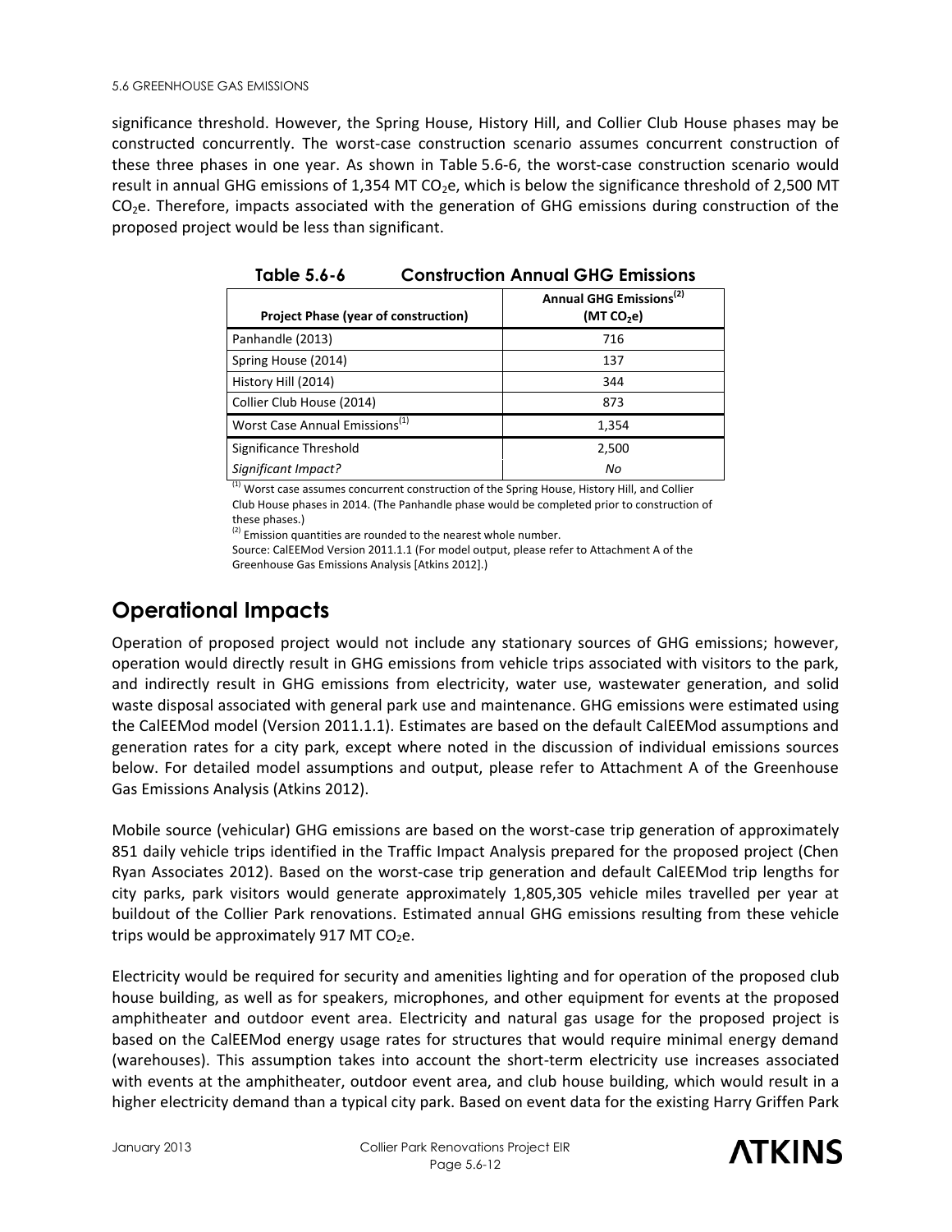significance threshold. However, the Spring House, History Hill, and Collier Club House phases may be constructed concurrently. The worst-case construction scenario assumes concurrent construction of these three phases in one year. As shown in Table 5.6-6, the worst-case construction scenario would result in annual GHG emissions of 1,354 MT $CO_2$e, which is below the significance threshold of 2,500 MT $CO_2$e. Therefore, impacts associated with the generation of GHG emissions during construction of the proposed project would be less than significant.

**Table 5.6-6 Construction Annual GHG Emissions**

| Project Phase (year of construction) | Annual GHG Emissions[2] (MT $CO_2$e) |
|---|---|
| Panhandle (2013) | 716 |
| Spring House (2014) | 137 |
| History Hill (2014) | 344 |
| Collier Club House (2014) | 873 |
| Worst Case Annual Emissions[1] | 1,354 |
| Significance Threshold | 2,500 |
| *Significant Impact?* | *No* |

[1] Worst case assumes concurrent construction of the Spring House, History Hill, and Collier Club House phases in 2014. (The Panhandle phase would be completed prior to construction of these phases.)
[2] Emission quantities are rounded to the nearest whole number.
Source: CalEEMod Version 2011.1.1 (For model output, please refer to Attachment A of the Greenhouse Gas Emissions Analysis [Atkins 2012].)

## Operational Impacts

Operation of proposed project would not include any stationary sources of GHG emissions; however, operation would directly result in GHG emissions from vehicle trips associated with visitors to the park, and indirectly result in GHG emissions from electricity, water use, wastewater generation, and solid waste disposal associated with general park use and maintenance. GHG emissions were estimated using the CalEEMod model (Version 2011.1.1). Estimates are based on the default CalEEMod assumptions and generation rates for a city park, except where noted in the discussion of individual emissions sources below. For detailed model assumptions and output, please refer to Attachment A of the Greenhouse Gas Emissions Analysis (Atkins 2012).

Mobile source (vehicular) GHG emissions are based on the worst-case trip generation of approximately 851 daily vehicle trips identified in the Traffic Impact Analysis prepared for the proposed project (Chen Ryan Associates 2012). Based on the worst-case trip generation and default CalEEMod trip lengths for city parks, park visitors would generate approximately 1,805,305 vehicle miles travelled per year at buildout of the Collier Park renovations. Estimated annual GHG emissions resulting from these vehicle trips would be approximately 917 MT $CO_2$e.

Electricity would be required for security and amenities lighting and for operation of the proposed club house building, as well as for speakers, microphones, and other equipment for events at the proposed amphitheater and outdoor event area. Electricity and natural gas usage for the proposed project is based on the CalEEMod energy usage rates for structures that would require minimal energy demand (warehouses). This assumption takes into account the short-term electricity use increases associated with events at the amphitheater, outdoor event area, and club house building, which would result in a higher electricity demand than a typical city park. Based on event data for the existing Harry Griffen Park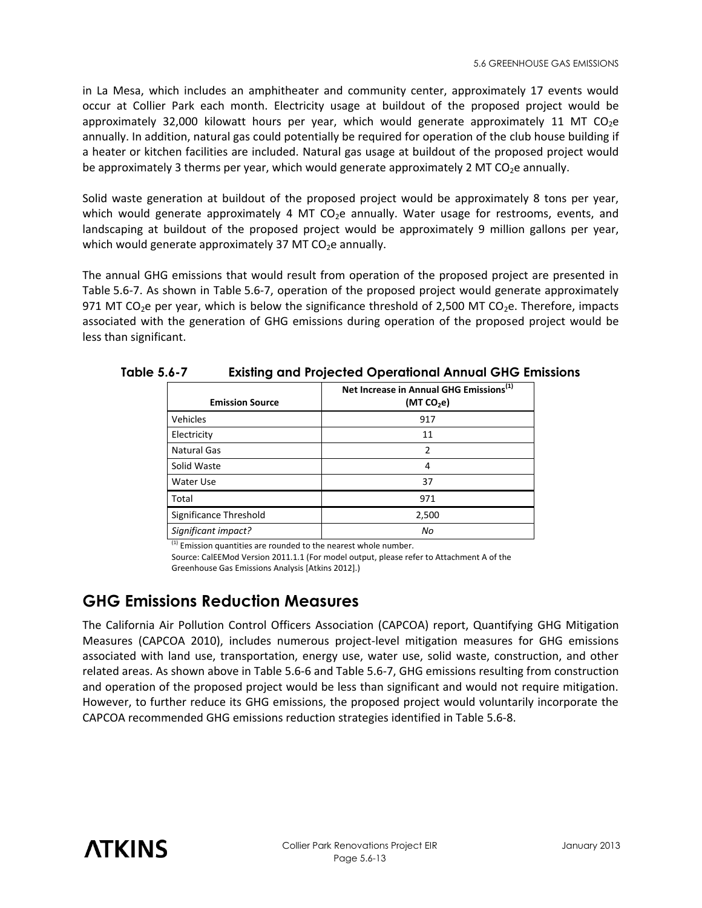in La Mesa, which includes an amphitheater and community center, approximately 17 events would occur at Collier Park each month. Electricity usage at buildout of the proposed project would be approximately 32,000 kilowatt hours per year, which would generate approximately 11 MT $CO_2$e annually. In addition, natural gas could potentially be required for operation of the club house building if a heater or kitchen facilities are included. Natural gas usage at buildout of the proposed project would be approximately 3 therms per year, which would generate approximately 2 MT $CO_2$e annually.

Solid waste generation at buildout of the proposed project would be approximately 8 tons per year, which would generate approximately 4 MT $CO_2$e annually. Water usage for restrooms, events, and landscaping at buildout of the proposed project would be approximately 9 million gallons per year, which would generate approximately 37 MT $CO_2$e annually.

The annual GHG emissions that would result from operation of the proposed project are presented in Table 5.6-7. As shown in Table 5.6-7, operation of the proposed project would generate approximately 971 MT $CO_2$e per year, which is below the significance threshold of 2,500 MT $CO_2$e. Therefore, impacts associated with the generation of GHG emissions during operation of the proposed project would be less than significant.

**Table 5.6-7 Existing and Projected Operational Annual GHG Emissions**

| Emission Source | Net Increase in Annual GHG Emissions[1] (MT $CO_2$e) |
|---|---|
| Vehicles | 917 |
| Electricity | 11 |
| Natural Gas | 2 |
| Solid Waste | 4 |
| Water Use | 37 |
| Total | 971 |
| Significance Threshold | 2,500 |
| *Significant impact?* | *No* |

[1] Emission quantities are rounded to the nearest whole number.
Source: CalEEMod Version 2011.1.1 (For model output, please refer to Attachment A of the Greenhouse Gas Emissions Analysis [Atkins 2012].)

## GHG Emissions Reduction Measures

The California Air Pollution Control Officers Association (CAPCOA) report, Quantifying GHG Mitigation Measures (CAPCOA 2010), includes numerous project-level mitigation measures for GHG emissions associated with land use, transportation, energy use, water use, solid waste, construction, and other related areas. As shown above in Table 5.6-6 and Table 5.6-7, GHG emissions resulting from construction and operation of the proposed project would be less than significant and would not require mitigation. However, to further reduce its GHG emissions, the proposed project would voluntarily incorporate the CAPCOA recommended GHG emissions reduction strategies identified in Table 5.6-8.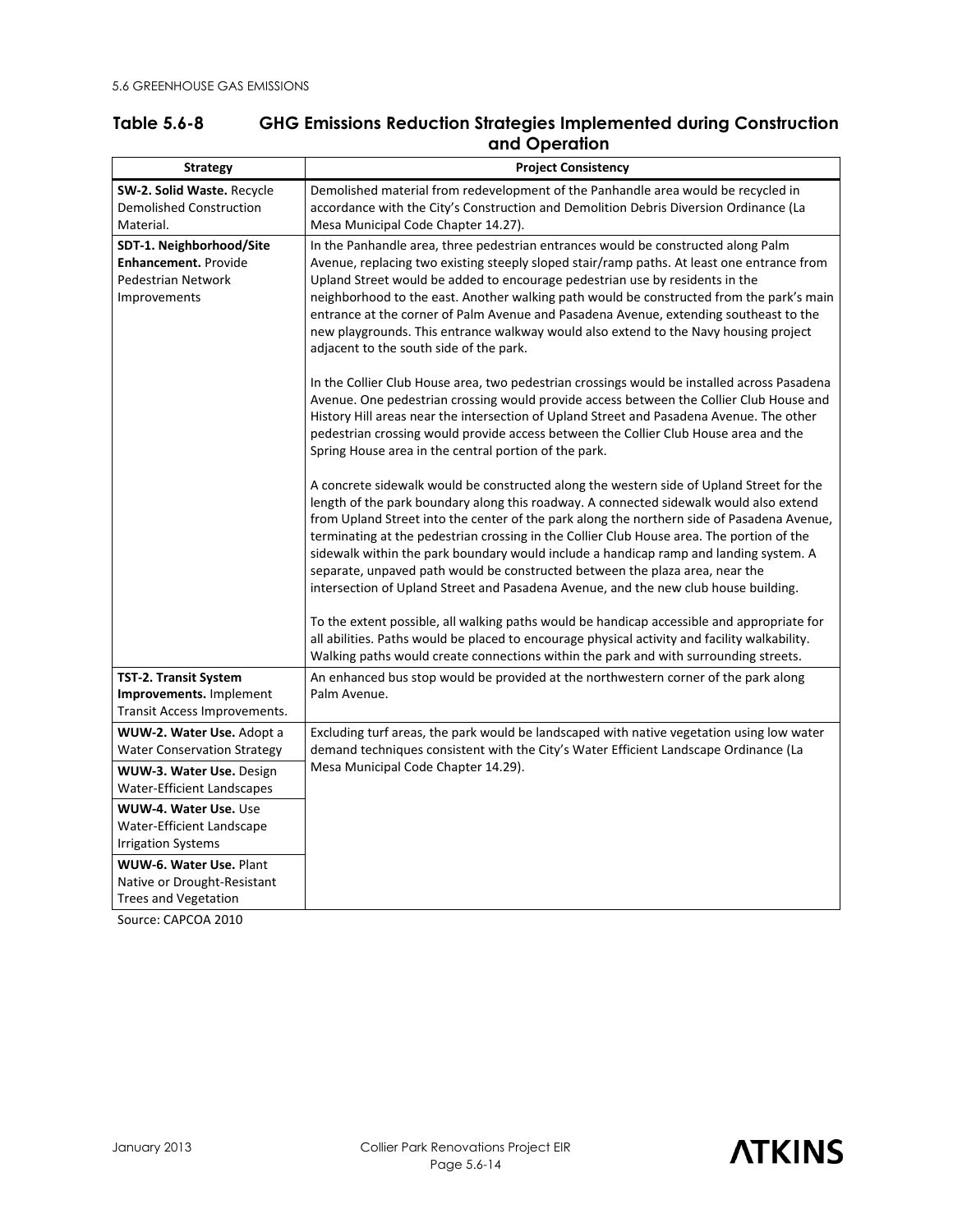### Table 5.6-8 GHG Emissions Reduction Strategies Implemented during Construction and Operation

| Strategy | Project Consistency |
|---|---|
| **SW-2. Solid Waste.** Recycle Demolished Construction Material. | Demolished material from redevelopment of the Panhandle area would be recycled in accordance with the City's Construction and Demolition Debris Diversion Ordinance (La Mesa Municipal Code Chapter 14.27). |
| **SDT-1. Neighborhood/Site Enhancement.** Provide Pedestrian Network Improvements | In the Panhandle area, three pedestrian entrances would be constructed along Palm Avenue, replacing two existing steeply sloped stair/ramp paths. At least one entrance from Upland Street would be added to encourage pedestrian use by residents in the neighborhood to the east. Another walking path would be constructed from the park's main entrance at the corner of Palm Avenue and Pasadena Avenue, extending southeast to the new playgrounds. This entrance walkway would also extend to the Navy housing project adjacent to the south side of the park.<br><br>In the Collier Club House area, two pedestrian crossings would be installed across Pasadena Avenue. One pedestrian crossing would provide access between the Collier Club House and History Hill areas near the intersection of Upland Street and Pasadena Avenue. The other pedestrian crossing would provide access between the Collier Club House area and the Spring House area in the central portion of the park.<br><br>A concrete sidewalk would be constructed along the western side of Upland Street for the length of the park boundary along this roadway. A connected sidewalk would also extend from Upland Street into the center of the park along the northern side of Pasadena Avenue, terminating at the pedestrian crossing in the Collier Club House area. The portion of the sidewalk within the park boundary would include a handicap ramp and landing system. A separate, unpaved path would be constructed between the plaza area, near the intersection of Upland Street and Pasadena Avenue, and the new club house building.<br><br>To the extent possible, all walking paths would be handicap accessible and appropriate for all abilities. Paths would be placed to encourage physical activity and facility walkability. Walking paths would create connections within the park and with surrounding streets. |
| **TST-2. Transit System Improvements.** Implement Transit Access Improvements. | An enhanced bus stop would be provided at the northwestern corner of the park along Palm Avenue. |
| **WUW-2. Water Use.** Adopt a Water Conservation Strategy<br><br>**WUW-3. Water Use.** Design Water-Efficient Landscapes<br><br>**WUW-4. Water Use.** Use Water-Efficient Landscape Irrigation Systems<br><br>**WUW-6. Water Use.** Plant Native or Drought-Resistant Trees and Vegetation | Excluding turf areas, the park would be landscaped with native vegetation using low water demand techniques consistent with the City's Water Efficient Landscape Ordinance (La Mesa Municipal Code Chapter 14.29). |

Source: CAPCOA 2010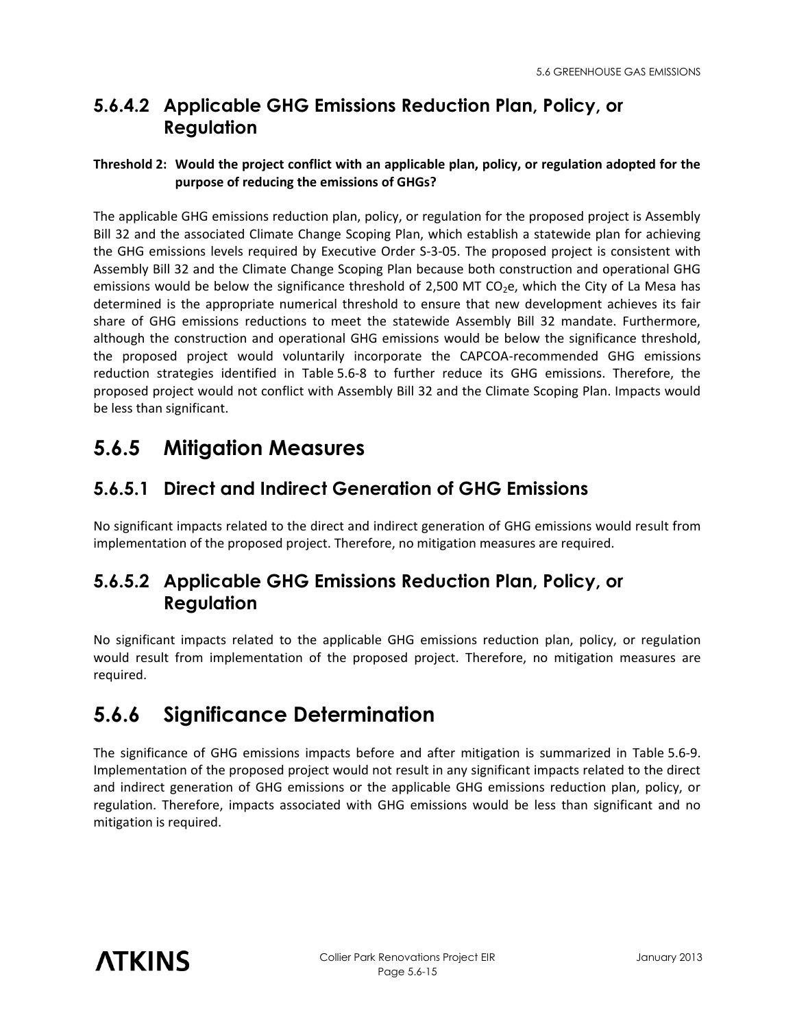### 5.6.4.2 Applicable GHG Emissions Reduction Plan, Policy, or Regulation

**Threshold 2: Would the project conflict with an applicable plan, policy, or regulation adopted for the purpose of reducing the emissions of GHGs?**

The applicable GHG emissions reduction plan, policy, or regulation for the proposed project is Assembly Bill 32 and the associated Climate Change Scoping Plan, which establish a statewide plan for achieving the GHG emissions levels required by Executive Order S-3-05. The proposed project is consistent with Assembly Bill 32 and the Climate Change Scoping Plan because both construction and operational GHG emissions would be below the significance threshold of 2,500 MT $CO_2e$, which the City of La Mesa has determined is the appropriate numerical threshold to ensure that new development achieves its fair share of GHG emissions reductions to meet the statewide Assembly Bill 32 mandate. Furthermore, although the construction and operational GHG emissions would be below the significance threshold, the proposed project would voluntarily incorporate the CAPCOA-recommended GHG emissions reduction strategies identified in Table 5.6-8 to further reduce its GHG emissions. Therefore, the proposed project would not conflict with Assembly Bill 32 and the Climate Scoping Plan. Impacts would be less than significant.

## 5.6.5 Mitigation Measures

### 5.6.5.1 Direct and Indirect Generation of GHG Emissions

No significant impacts related to the direct and indirect generation of GHG emissions would result from implementation of the proposed project. Therefore, no mitigation measures are required.

### 5.6.5.2 Applicable GHG Emissions Reduction Plan, Policy, or Regulation

No significant impacts related to the applicable GHG emissions reduction plan, policy, or regulation would result from implementation of the proposed project. Therefore, no mitigation measures are required.

## 5.6.6 Significance Determination

The significance of GHG emissions impacts before and after mitigation is summarized in Table 5.6-9. Implementation of the proposed project would not result in any significant impacts related to the direct and indirect generation of GHG emissions or the applicable GHG emissions reduction plan, policy, or regulation. Therefore, impacts associated with GHG emissions would be less than significant and no mitigation is required.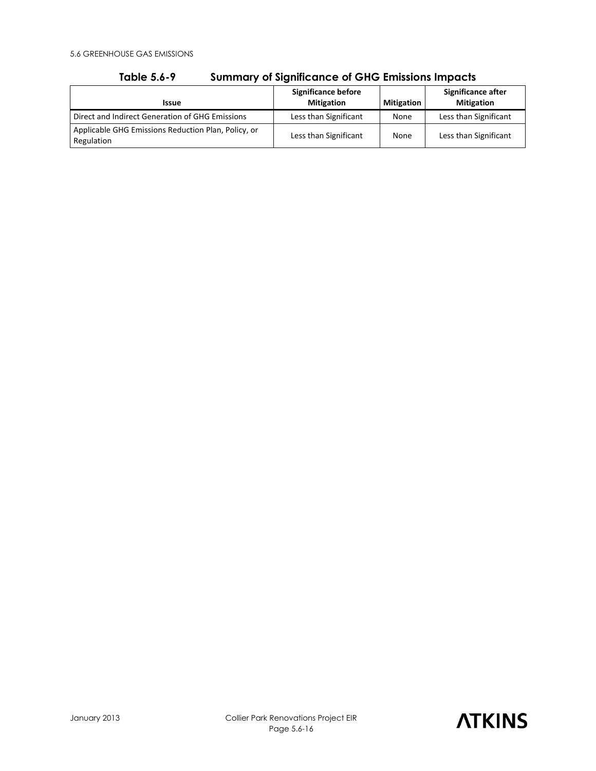**Table 5.6-9 Summary of Significance of GHG Emissions Impacts**

| Issue | Significance before Mitigation | Mitigation | Significance after Mitigation |
|---|---|---|---|
| Direct and Indirect Generation of GHG Emissions | Less than Significant | None | Less than Significant |
| Applicable GHG Emissions Reduction Plan, Policy, or Regulation | Less than Significant | None | Less than Significant |